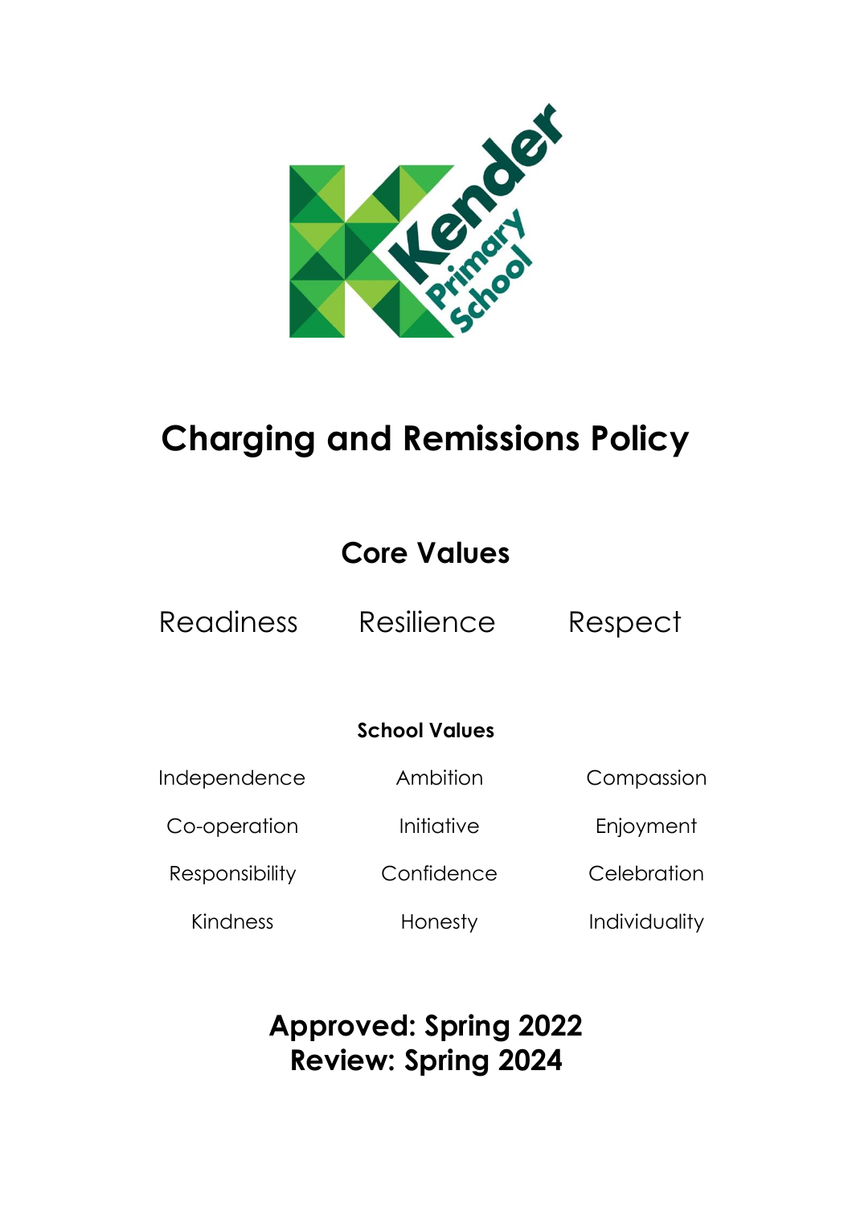Kender Primary School

# Charging and Remissions Policy

## Core Values

Readiness Resilience Respect

### School Values

| | | |
|---|---|---|
| Independence | Ambition | Compassion |
| Co-operation | Initiative | Enjoyment |
| Responsibility | Confidence | Celebration |
| Kindness | Honesty | Individuality |

**Approved: Spring 2022**
**Review: Spring 2024**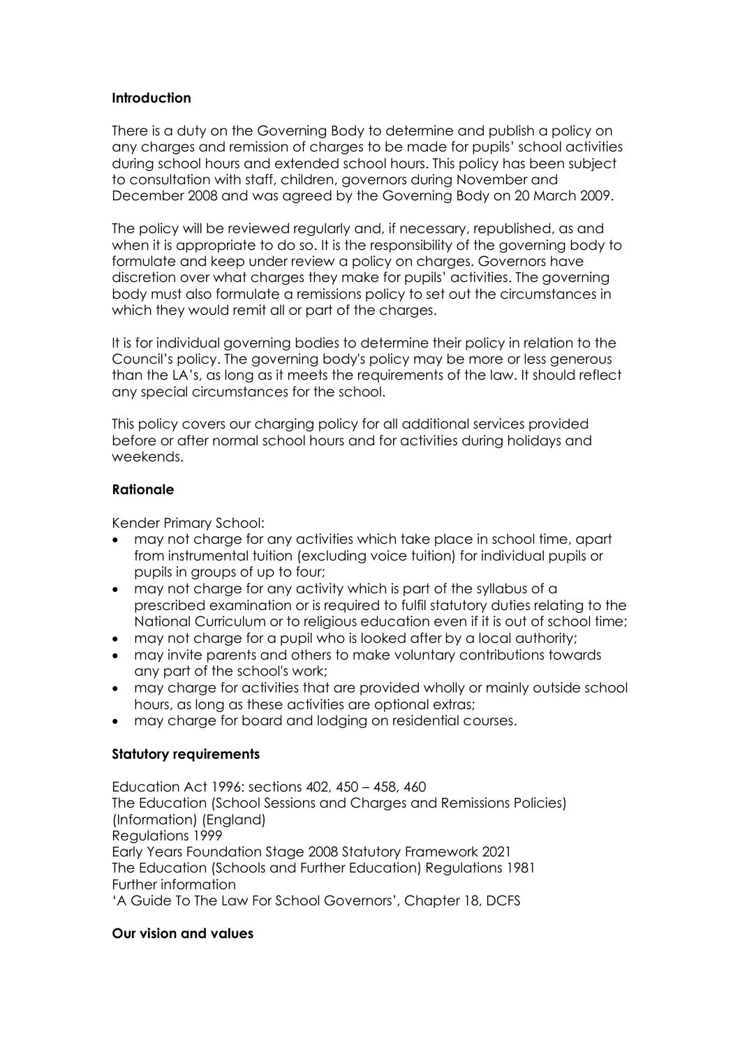**Introduction**

There is a duty on the Governing Body to determine and publish a policy on any charges and remission of charges to be made for pupils' school activities during school hours and extended school hours. This policy has been subject to consultation with staff, children, governors during November and December 2008 and was agreed by the Governing Body on 20 March 2009.

The policy will be reviewed regularly and, if necessary, republished, as and when it is appropriate to do so. It is the responsibility of the governing body to formulate and keep under review a policy on charges. Governors have discretion over what charges they make for pupils' activities. The governing body must also formulate a remissions policy to set out the circumstances in which they would remit all or part of the charges.

It is for individual governing bodies to determine their policy in relation to the Council's policy. The governing body's policy may be more or less generous than the LA's, as long as it meets the requirements of the law. It should reflect any special circumstances for the school.

This policy covers our charging policy for all additional services provided before or after normal school hours and for activities during holidays and weekends.

**Rationale**

Kender Primary School:

- may not charge for any activities which take place in school time, apart from instrumental tuition (excluding voice tuition) for individual pupils or pupils in groups of up to four;
- may not charge for any activity which is part of the syllabus of a prescribed examination or is required to fulfil statutory duties relating to the National Curriculum or to religious education even if it is out of school time;
- may not charge for a pupil who is looked after by a local authority;
- may invite parents and others to make voluntary contributions towards any part of the school's work;
- may charge for activities that are provided wholly or mainly outside school hours, as long as these activities are optional extras;
- may charge for board and lodging on residential courses.

**Statutory requirements**

Education Act 1996: sections 402, 450 – 458, 460
The Education (School Sessions and Charges and Remissions Policies) (Information) (England)
Regulations 1999
Early Years Foundation Stage 2008 Statutory Framework 2021
The Education (Schools and Further Education) Regulations 1981
Further information
'A Guide To The Law For School Governors', Chapter 18, DCFS

**Our vision and values**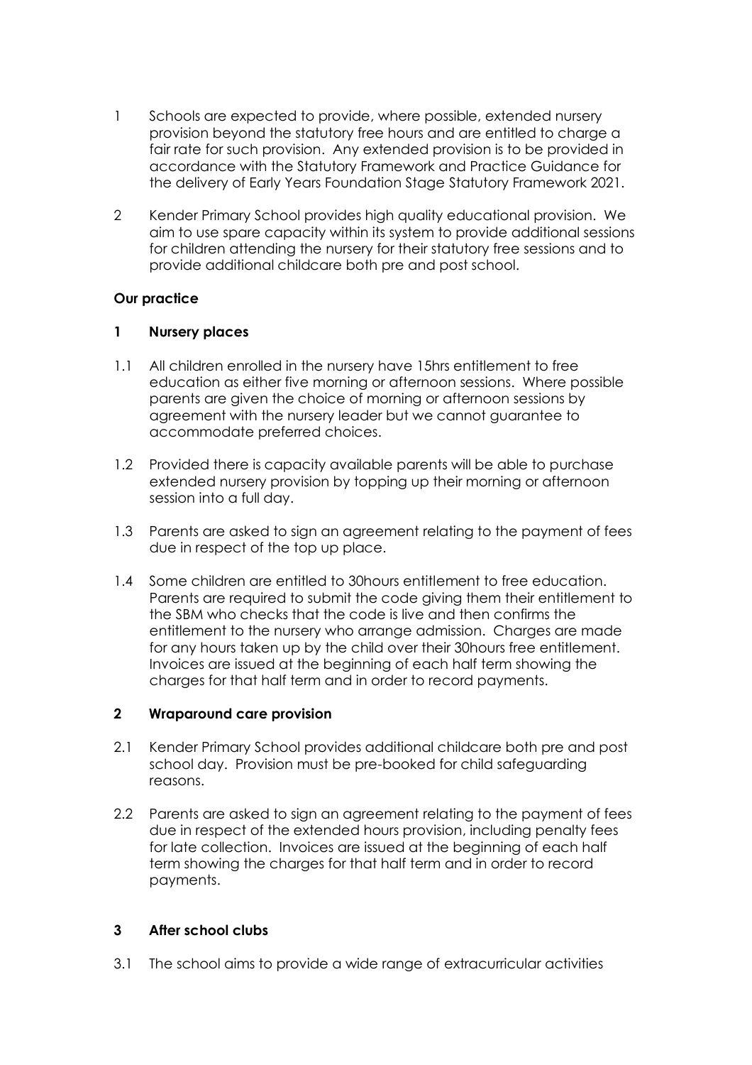1 Schools are expected to provide, where possible, extended nursery provision beyond the statutory free hours and are entitled to charge a fair rate for such provision. Any extended provision is to be provided in accordance with the Statutory Framework and Practice Guidance for the delivery of Early Years Foundation Stage Statutory Framework 2021.

2 Kender Primary School provides high quality educational provision. We aim to use spare capacity within its system to provide additional sessions for children attending the nursery for their statutory free sessions and to provide additional childcare both pre and post school.

**Our practice**

**1 Nursery places**

1.1 All children enrolled in the nursery have 15hrs entitlement to free education as either five morning or afternoon sessions. Where possible parents are given the choice of morning or afternoon sessions by agreement with the nursery leader but we cannot guarantee to accommodate preferred choices.

1.2 Provided there is capacity available parents will be able to purchase extended nursery provision by topping up their morning or afternoon session into a full day.

1.3 Parents are asked to sign an agreement relating to the payment of fees due in respect of the top up place.

1.4 Some children are entitled to 30hours entitlement to free education. Parents are required to submit the code giving them their entitlement to the SBM who checks that the code is live and then confirms the entitlement to the nursery who arrange admission. Charges are made for any hours taken up by the child over their 30hours free entitlement. Invoices are issued at the beginning of each half term showing the charges for that half term and in order to record payments.

**2 Wraparound care provision**

2.1 Kender Primary School provides additional childcare both pre and post school day. Provision must be pre-booked for child safeguarding reasons.

2.2 Parents are asked to sign an agreement relating to the payment of fees due in respect of the extended hours provision, including penalty fees for late collection. Invoices are issued at the beginning of each half term showing the charges for that half term and in order to record payments.

**3 After school clubs**

3.1 The school aims to provide a wide range of extracurricular activities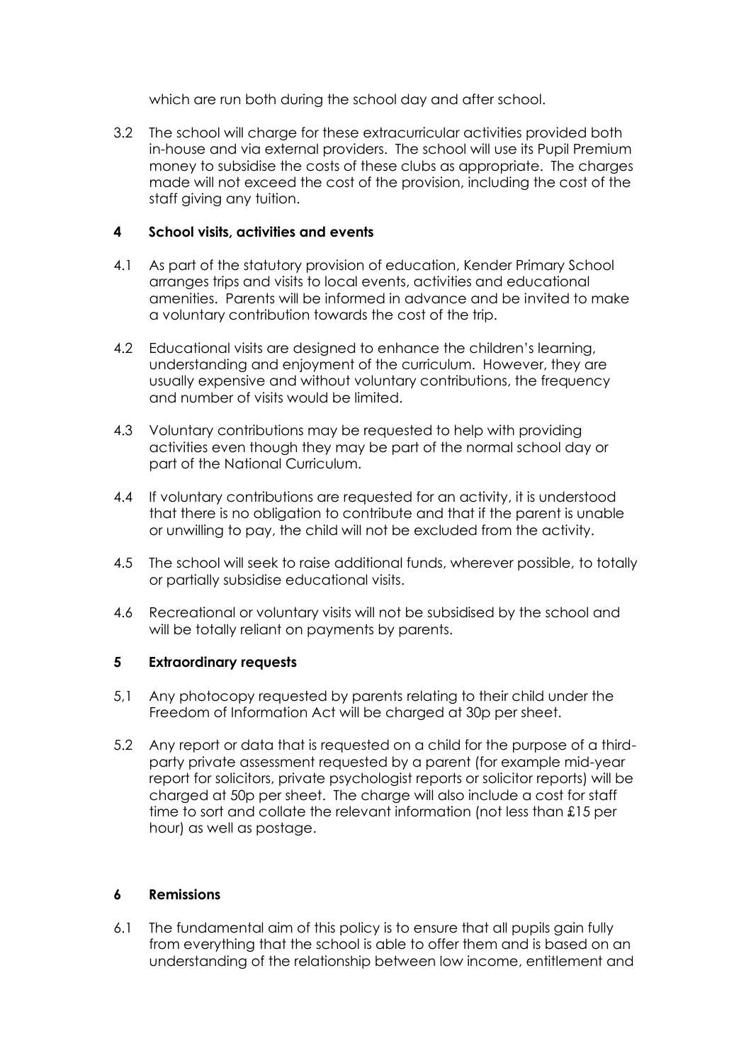which are run both during the school day and after school.

3.2 The school will charge for these extracurricular activities provided both in-house and via external providers. The school will use its Pupil Premium money to subsidise the costs of these clubs as appropriate. The charges made will not exceed the cost of the provision, including the cost of the staff giving any tuition.

## 4 School visits, activities and events

4.1 As part of the statutory provision of education, Kender Primary School arranges trips and visits to local events, activities and educational amenities. Parents will be informed in advance and be invited to make a voluntary contribution towards the cost of the trip.

4.2 Educational visits are designed to enhance the children's learning, understanding and enjoyment of the curriculum. However, they are usually expensive and without voluntary contributions, the frequency and number of visits would be limited.

4.3 Voluntary contributions may be requested to help with providing activities even though they may be part of the normal school day or part of the National Curriculum.

4.4 If voluntary contributions are requested for an activity, it is understood that there is no obligation to contribute and that if the parent is unable or unwilling to pay, the child will not be excluded from the activity.

4.5 The school will seek to raise additional funds, wherever possible, to totally or partially subsidise educational visits.

4.6 Recreational or voluntary visits will not be subsidised by the school and will be totally reliant on payments by parents.

## 5 Extraordinary requests

5,1 Any photocopy requested by parents relating to their child under the Freedom of Information Act will be charged at 30p per sheet.

5.2 Any report or data that is requested on a child for the purpose of a third-party private assessment requested by a parent (for example mid-year report for solicitors, private psychologist reports or solicitor reports) will be charged at 50p per sheet. The charge will also include a cost for staff time to sort and collate the relevant information (not less than £15 per hour) as well as postage.

## 6 Remissions

6.1 The fundamental aim of this policy is to ensure that all pupils gain fully from everything that the school is able to offer them and is based on an understanding of the relationship between low income, entitlement and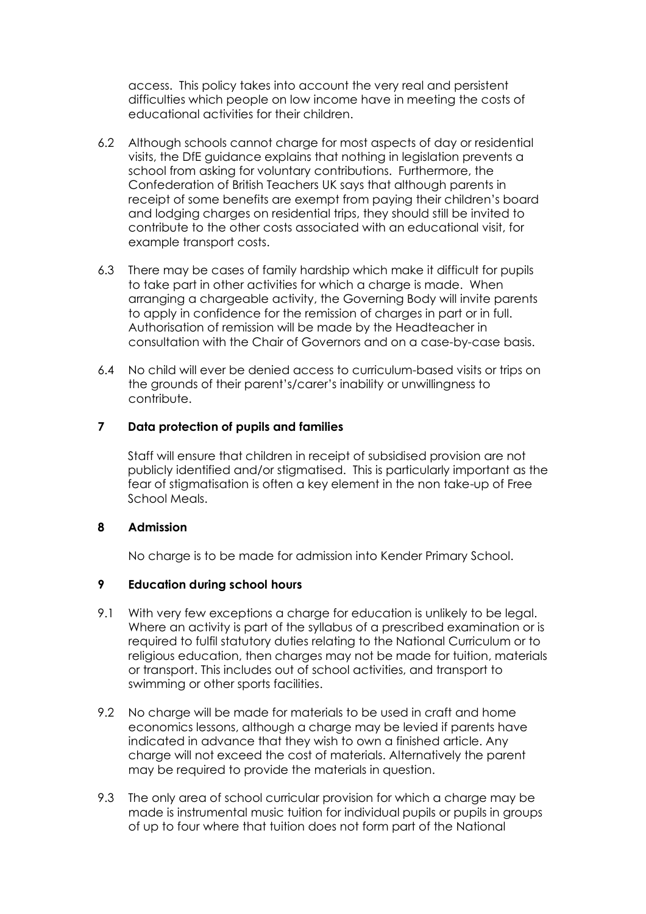access. This policy takes into account the very real and persistent difficulties which people on low income have in meeting the costs of educational activities for their children.

6.2 Although schools cannot charge for most aspects of day or residential visits, the DfE guidance explains that nothing in legislation prevents a school from asking for voluntary contributions. Furthermore, the Confederation of British Teachers UK says that although parents in receipt of some benefits are exempt from paying their children's board and lodging charges on residential trips, they should still be invited to contribute to the other costs associated with an educational visit, for example transport costs.

6.3 There may be cases of family hardship which make it difficult for pupils to take part in other activities for which a charge is made. When arranging a chargeable activity, the Governing Body will invite parents to apply in confidence for the remission of charges in part or in full. Authorisation of remission will be made by the Headteacher in consultation with the Chair of Governors and on a case-by-case basis.

6.4 No child will ever be denied access to curriculum-based visits or trips on the grounds of their parent's/carer's inability or unwillingness to contribute.

## 7 Data protection of pupils and families

Staff will ensure that children in receipt of subsidised provision are not publicly identified and/or stigmatised. This is particularly important as the fear of stigmatisation is often a key element in the non take-up of Free School Meals.

## 8 Admission

No charge is to be made for admission into Kender Primary School.

## 9 Education during school hours

9.1 With very few exceptions a charge for education is unlikely to be legal. Where an activity is part of the syllabus of a prescribed examination or is required to fulfil statutory duties relating to the National Curriculum or to religious education, then charges may not be made for tuition, materials or transport. This includes out of school activities, and transport to swimming or other sports facilities.

9.2 No charge will be made for materials to be used in craft and home economics lessons, although a charge may be levied if parents have indicated in advance that they wish to own a finished article. Any charge will not exceed the cost of materials. Alternatively the parent may be required to provide the materials in question.

9.3 The only area of school curricular provision for which a charge may be made is instrumental music tuition for individual pupils or pupils in groups of up to four where that tuition does not form part of the National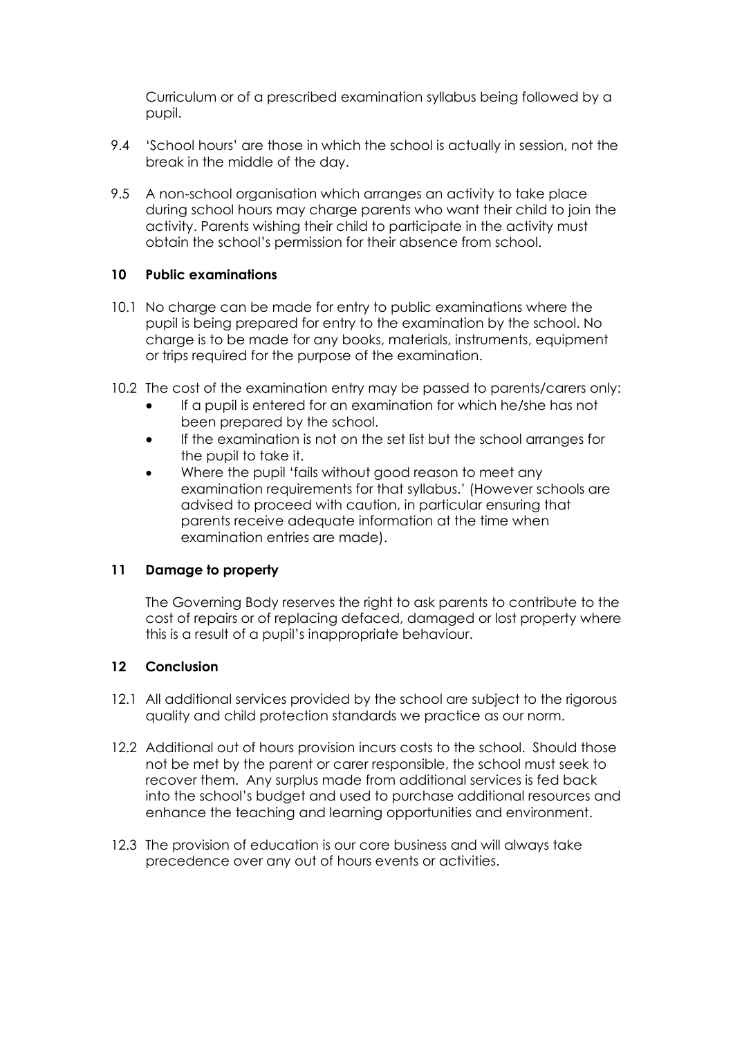Curriculum or of a prescribed examination syllabus being followed by a pupil.

9.4 'School hours' are those in which the school is actually in session, not the break in the middle of the day.

9.5 A non-school organisation which arranges an activity to take place during school hours may charge parents who want their child to join the activity. Parents wishing their child to participate in the activity must obtain the school's permission for their absence from school.

## 10 Public examinations

10.1 No charge can be made for entry to public examinations where the pupil is being prepared for entry to the examination by the school. No charge is to be made for any books, materials, instruments, equipment or trips required for the purpose of the examination.

10.2 The cost of the examination entry may be passed to parents/carers only:

- If a pupil is entered for an examination for which he/she has not been prepared by the school.
- If the examination is not on the set list but the school arranges for the pupil to take it.
- Where the pupil 'fails without good reason to meet any examination requirements for that syllabus.' (However schools are advised to proceed with caution, in particular ensuring that parents receive adequate information at the time when examination entries are made).

## 11 Damage to property

The Governing Body reserves the right to ask parents to contribute to the cost of repairs or of replacing defaced, damaged or lost property where this is a result of a pupil's inappropriate behaviour.

## 12 Conclusion

12.1 All additional services provided by the school are subject to the rigorous quality and child protection standards we practice as our norm.

12.2 Additional out of hours provision incurs costs to the school. Should those not be met by the parent or carer responsible, the school must seek to recover them. Any surplus made from additional services is fed back into the school's budget and used to purchase additional resources and enhance the teaching and learning opportunities and environment.

12.3 The provision of education is our core business and will always take precedence over any out of hours events or activities.